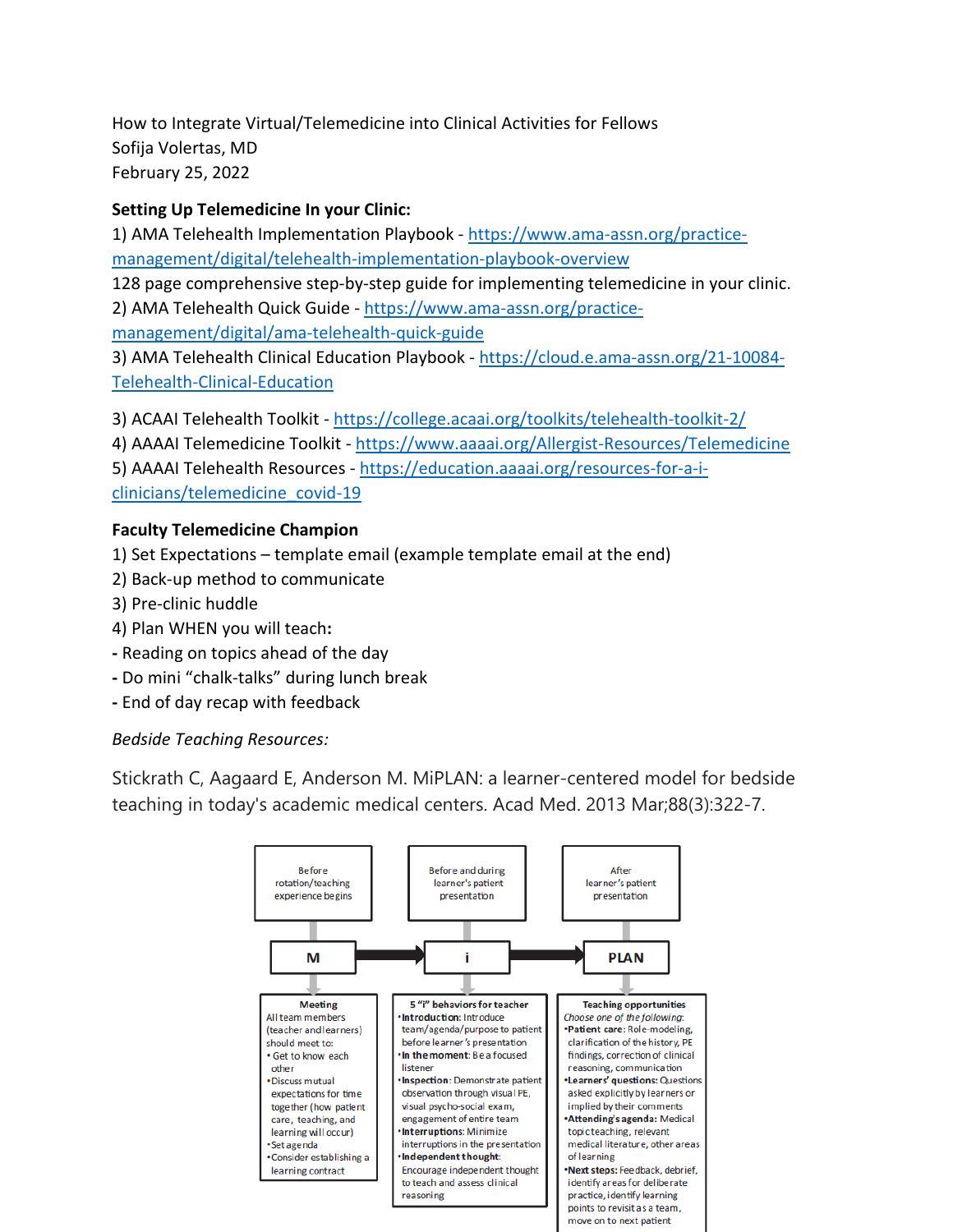How to Integrate Virtual/Telemedicine into Clinical Activities for Fellows
Sofija Volertas, MD
February 25, 2022

**Setting Up Telemedicine In your Clinic:**

1) AMA Telehealth Implementation Playbook - https://www.ama-assn.org/practice-management/digital/telehealth-implementation-playbook-overview
128 page comprehensive step-by-step guide for implementing telemedicine in your clinic.
2) AMA Telehealth Quick Guide - https://www.ama-assn.org/practice-management/digital/ama-telehealth-quick-guide
3) AMA Telehealth Clinical Education Playbook - https://cloud.e.ama-assn.org/21-10084-Telehealth-Clinical-Education

3) ACAAI Telehealth Toolkit - https://college.acaai.org/toolkits/telehealth-toolkit-2/
4) AAAAI Telemedicine Toolkit - https://www.aaaai.org/Allergist-Resources/Telemedicine
5) AAAAI Telehealth Resources - https://education.aaaai.org/resources-for-a-i-clinicians/telemedicine_covid-19

**Faculty Telemedicine Champion**

1) Set Expectations – template email (example template email at the end)
2) Back-up method to communicate
3) Pre-clinic huddle
4) Plan WHEN you will teach**:**
- Reading on topics ahead of the day
- Do mini "chalk-talks" during lunch break
- End of day recap with feedback

*Bedside Teaching Resources:*

Stickrath C, Aagaard E, Anderson M. MiPLAN: a learner-centered model for bedside teaching in today's academic medical centers. Acad Med. 2013 Mar;88(3):322-7.

| Before rotation/teaching experience begins | Before and during learner's patient presentation | After learner's patient presentation |
|---|---|---|
| **M** | **i** | **PLAN** |
| **Meeting**<br>All team members (teacher and learners) should meet to:<br>• Get to know each other<br>• Discuss mutual expectations for time together (how patient care, teaching, and learning will occur)<br>• Set agenda<br>• Consider establishing a learning contract | **5 "i" behaviors for teacher**<br>• **Introduction**: Introduce team/agenda/purpose to patient before learner's presentation<br>• **In the moment**: Be a focused listener<br>• **Inspection**: Demonstrate patient observation through visual PE, visual psycho-social exam, engagement of entire team<br>• **Interruptions**: Minimize interruptions in the presentation<br>• **Independent thought**: Encourage independent thought to teach and assess clinical reasoning | **Teaching opportunities**<br>*Choose one of the following:*<br>• **Patient care**: Role-modeling, clarification of the history, PE findings, correction of clinical reasoning, communication<br>• **Learners' questions**: Questions asked explicitly by learners or implied by their comments<br>• **Attending's agenda**: Medical topic teaching, relevant medical literature, other areas of learning<br>• **Next steps**: Feedback, debrief, identify areas for deliberate practice, identify learning points to revisit as a team, move on to next patient |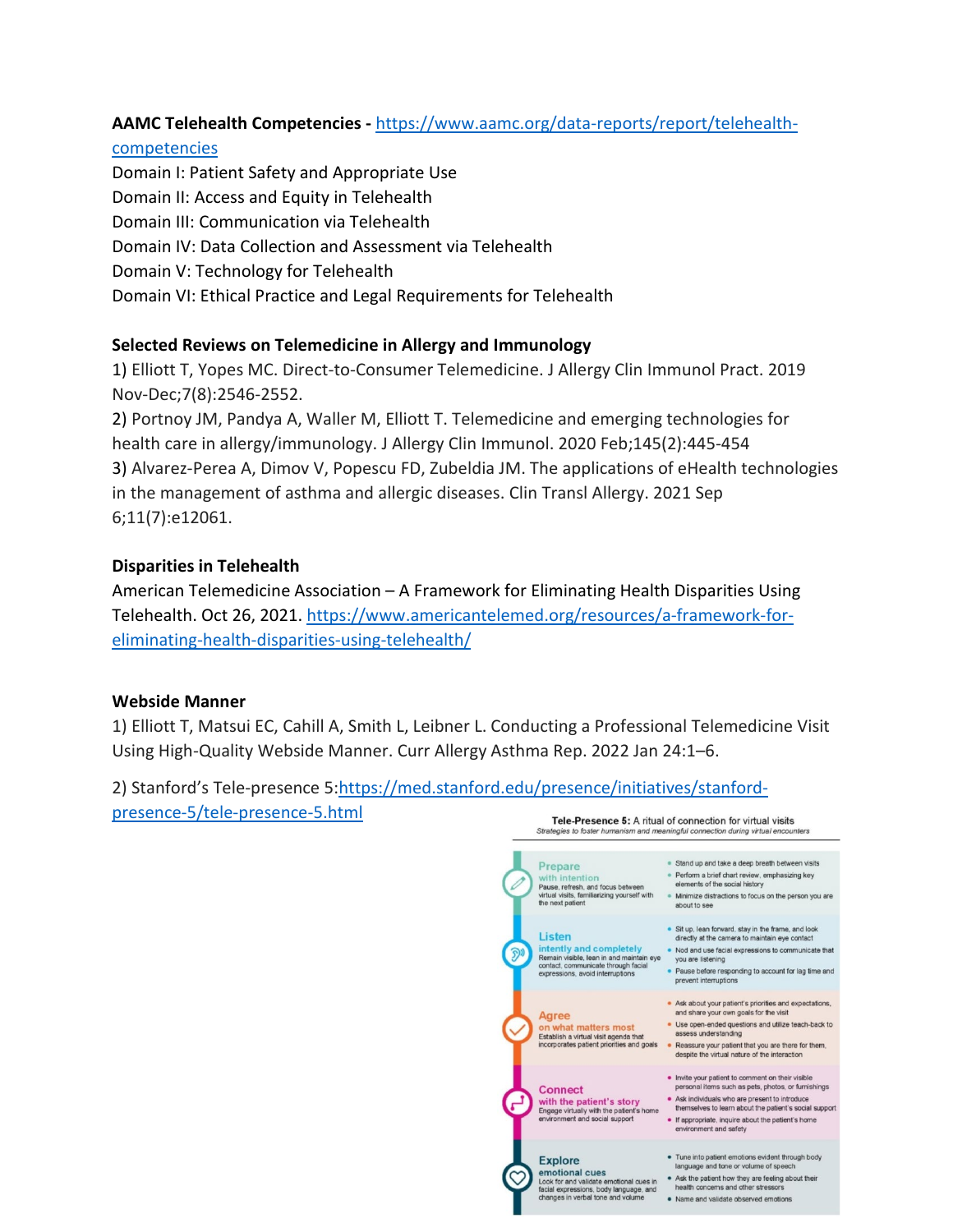**AAMC Telehealth Competencies -** [https://www.aamc.org/data-reports/report/telehealth-competencies](https://www.aamc.org/data-reports/report/telehealth-competencies)

Domain I: Patient Safety and Appropriate Use
Domain II: Access and Equity in Telehealth
Domain III: Communication via Telehealth
Domain IV: Data Collection and Assessment via Telehealth
Domain V: Technology for Telehealth
Domain VI: Ethical Practice and Legal Requirements for Telehealth

**Selected Reviews on Telemedicine in Allergy and Immunology**

1) Elliott T, Yopes MC. Direct-to-Consumer Telemedicine. J Allergy Clin Immunol Pract. 2019 Nov-Dec;7(8):2546-2552.
2) Portnoy JM, Pandya A, Waller M, Elliott T. Telemedicine and emerging technologies for health care in allergy/immunology. J Allergy Clin Immunol. 2020 Feb;145(2):445-454
3) Alvarez-Perea A, Dimov V, Popescu FD, Zubeldia JM. The applications of eHealth technologies in the management of asthma and allergic diseases. Clin Transl Allergy. 2021 Sep 6;11(7):e12061.

**Disparities in Telehealth**

American Telemedicine Association – A Framework for Eliminating Health Disparities Using Telehealth. Oct 26, 2021. [https://www.americantelemed.org/resources/a-framework-for-eliminating-health-disparities-using-telehealth/](https://www.americantelemed.org/resources/a-framework-for-eliminating-health-disparities-using-telehealth/)

**Webside Manner**

1) Elliott T, Matsui EC, Cahill A, Smith L, Leibner L. Conducting a Professional Telemedicine Visit Using High-Quality Webside Manner. Curr Allergy Asthma Rep. 2022 Jan 24:1–6.

2) Stanford's Tele-presence 5: [https://med.stanford.edu/presence/initiatives/stanford-presence-5/tele-presence-5.html](https://med.stanford.edu/presence/initiatives/stanford-presence-5/tele-presence-5.html)

**Tele-Presence 5:** A ritual of connection for virtual visits
*Strategies to foster humanism and meaningful connection during virtual encounters*

**Prepare with intention**
Pause, refresh, and focus between virtual visits, familiarizing yourself with the next patient
- Stand up and take a deep breath between visits
- Perform a brief chart review, emphasizing key elements of the social history
- Minimize distractions to focus on the person you are about to see

**Listen intently and completely**
Remain visible, lean in and maintain eye contact, communicate through facial expressions, avoid interruptions
- Sit up, lean forward, stay in the frame, and look directly at the camera to maintain eye contact
- Nod and use facial expressions to communicate that you are listening
- Pause before responding to account for lag time and prevent interruptions

**Agree on what matters most**
Establish a virtual visit agenda that incorporates patient priorities and goals
- Ask about your patient's priorities and expectations, and share your own goals for the visit
- Use open-ended questions and utilize teach-back to assess understanding
- Reassure your patient that you are there for them, despite the virtual nature of the interaction

**Connect with the patient's story**
Engage virtually with the patient's home environment and social support
- Invite your patient to comment on their visible personal items such as pets, photos, or furnishings
- Ask individuals who are present to introduce themselves to learn about the patient's social support
- If appropriate, inquire about the patient's home environment and safety

**Explore emotional cues**
Look for and validate emotional cues in facial expressions, body language, and changes in verbal tone and volume
- Tune into patient emotions evident through body language and tone or volume of speech
- Ask the patient how they are feeling about their health concerns and other stressors
- Name and validate observed emotions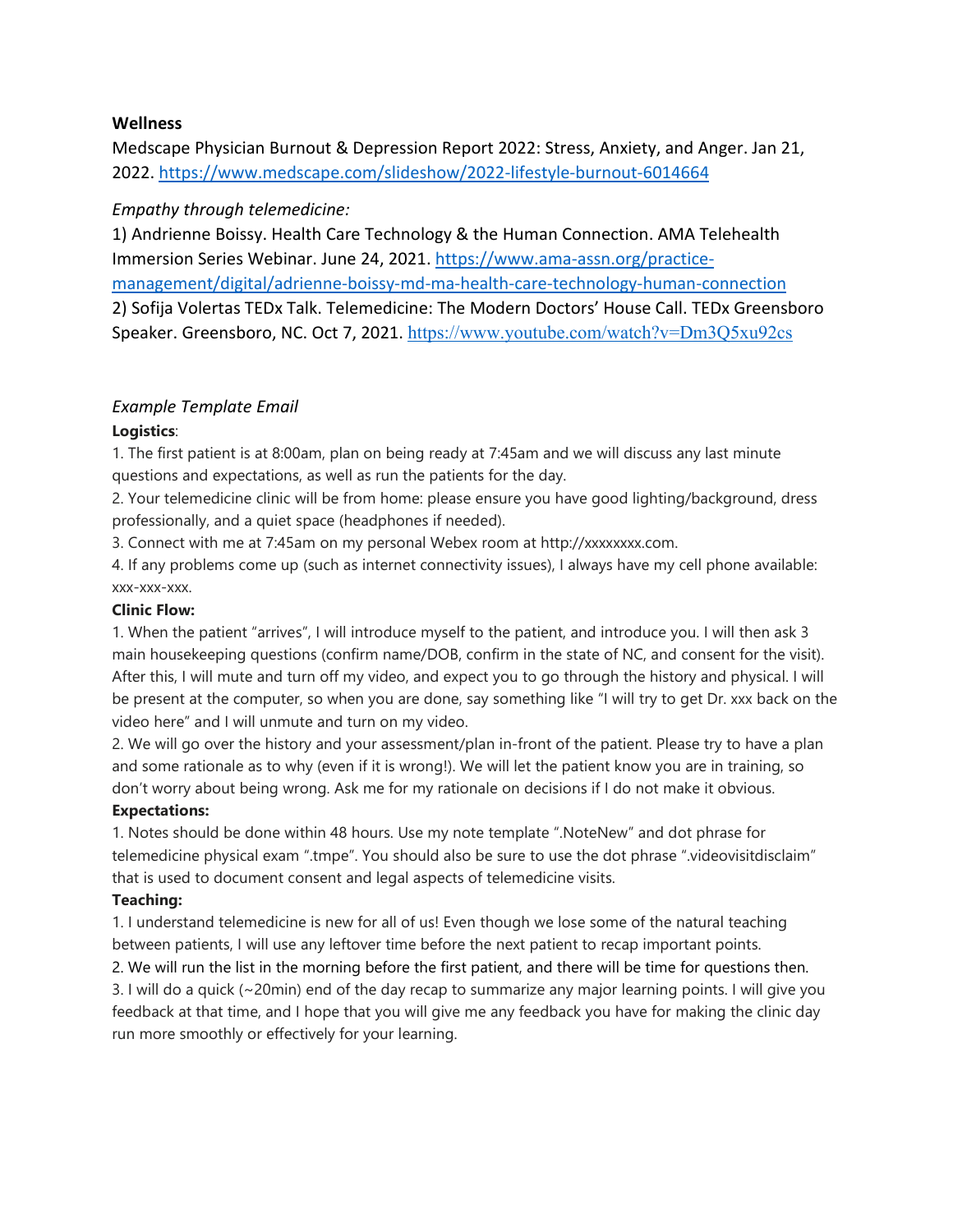**Wellness**

Medscape Physician Burnout & Depression Report 2022: Stress, Anxiety, and Anger. Jan 21, 2022. https://www.medscape.com/slideshow/2022-lifestyle-burnout-6014664

*Empathy through telemedicine:*

1) Andrienne Boissy. Health Care Technology & the Human Connection. AMA Telehealth Immersion Series Webinar. June 24, 2021. https://www.ama-assn.org/practice-management/digital/adrienne-boissy-md-ma-health-care-technology-human-connection

2) Sofija Volertas TEDx Talk. Telemedicine: The Modern Doctors' House Call. TEDx Greensboro Speaker. Greensboro, NC. Oct 7, 2021. https://www.youtube.com/watch?v=Dm3Q5xu92cs

*Example Template Email*

**Logistics**:

1. The first patient is at 8:00am, plan on being ready at 7:45am and we will discuss any last minute questions and expectations, as well as run the patients for the day.
2. Your telemedicine clinic will be from home: please ensure you have good lighting/background, dress professionally, and a quiet space (headphones if needed).
3. Connect with me at 7:45am on my personal Webex room at http://xxxxxxxx.com.
4. If any problems come up (such as internet connectivity issues), I always have my cell phone available: xxx-xxx-xxx.

**Clinic Flow:**

1. When the patient "arrives", I will introduce myself to the patient, and introduce you. I will then ask 3 main housekeeping questions (confirm name/DOB, confirm in the state of NC, and consent for the visit). After this, I will mute and turn off my video, and expect you to go through the history and physical. I will be present at the computer, so when you are done, say something like "I will try to get Dr. xxx back on the video here" and I will unmute and turn on my video.
2. We will go over the history and your assessment/plan in-front of the patient. Please try to have a plan and some rationale as to why (even if it is wrong!). We will let the patient know you are in training, so don't worry about being wrong. Ask me for my rationale on decisions if I do not make it obvious.

**Expectations:**

1. Notes should be done within 48 hours. Use my note template ".NoteNew" and dot phrase for telemedicine physical exam ".tmpe". You should also be sure to use the dot phrase ".videovisitdisclaim" that is used to document consent and legal aspects of telemedicine visits.

**Teaching:**

1. I understand telemedicine is new for all of us! Even though we lose some of the natural teaching between patients, I will use any leftover time before the next patient to recap important points.
2. We will run the list in the morning before the first patient, and there will be time for questions then.
3. I will do a quick (~20min) end of the day recap to summarize any major learning points. I will give you feedback at that time, and I hope that you will give me any feedback you have for making the clinic day run more smoothly or effectively for your learning.